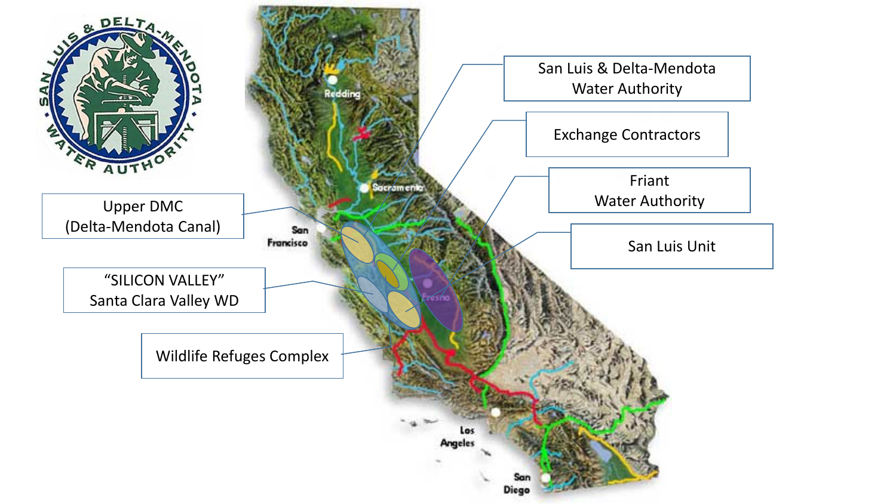San Luis & Delta-Mendota Water Authority

Exchange Contractors

Friant Water Authority

San Luis Unit

Upper DMC (Delta-Mendota Canal)

"SILICON VALLEY" Santa Clara Valley WD

Wildlife Refuges Complex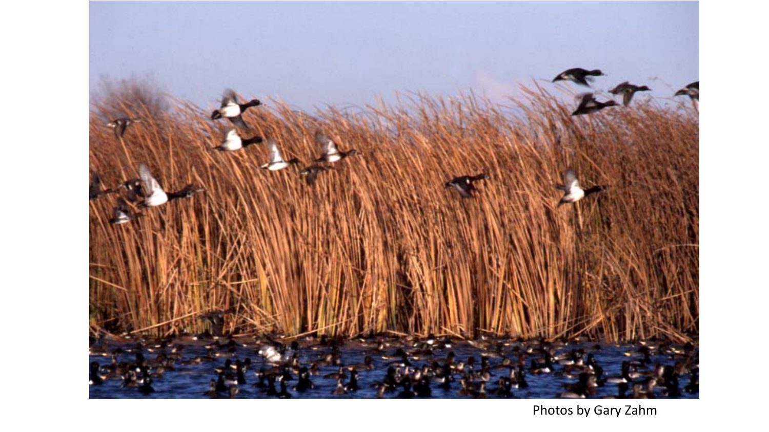Photos by Gary Zahm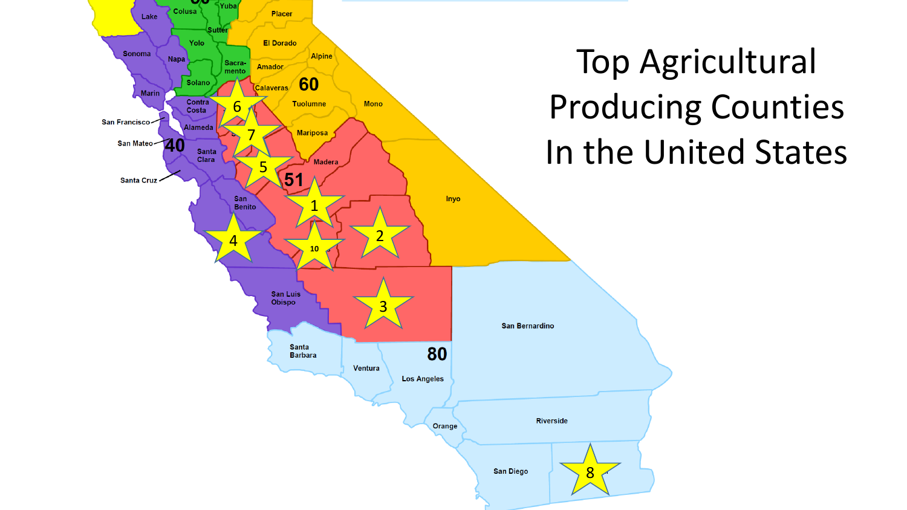# Top Agricultural Producing Counties In the United States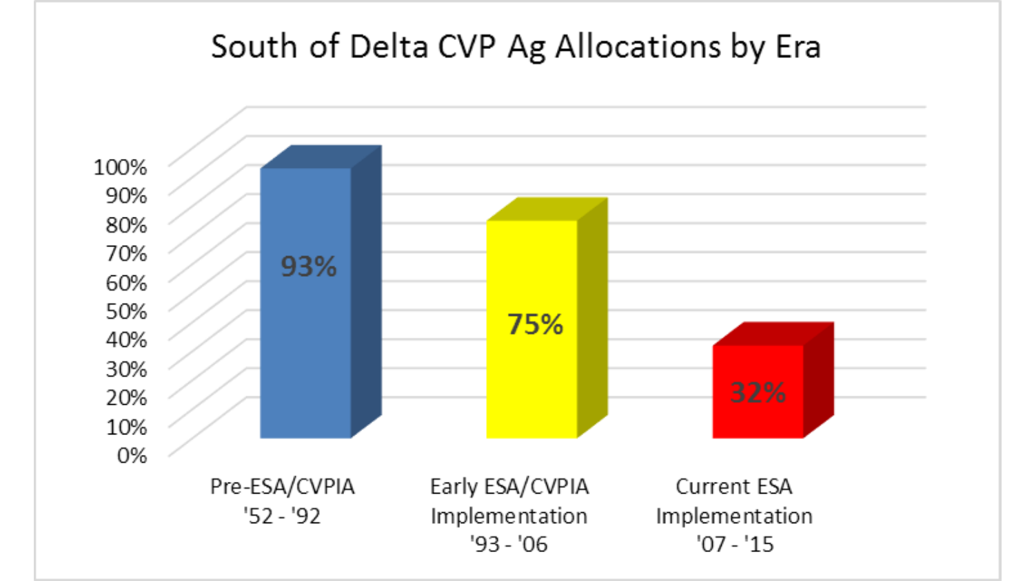## South of Delta CVP Ag Allocations by Era

| Era | Allocation |
|---|---|
| Pre-ESA/CVPIA '52 - '92 | 93% |
| Early ESA/CVPIA Implementation '93 - '06 | 75% |
| Current ESA Implementation '07 - '15 | 32% |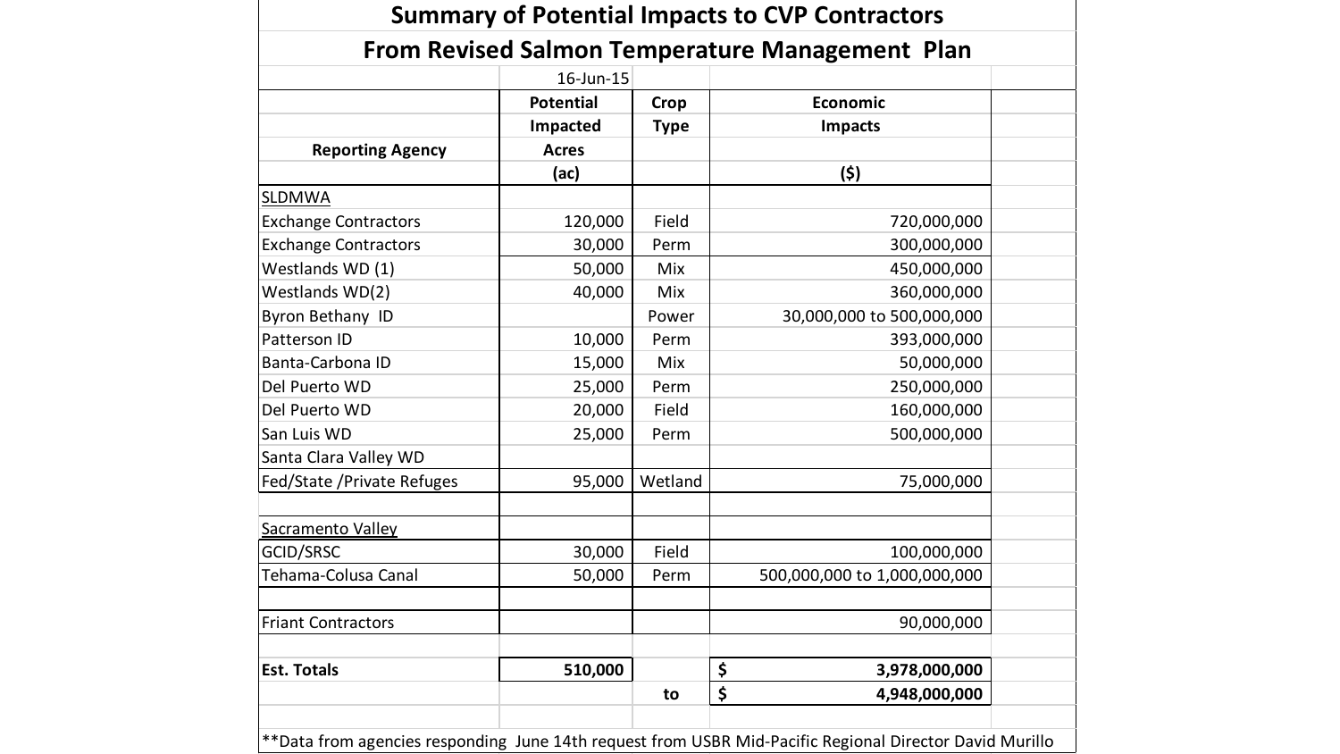# Summary of Potential Impacts to CVP Contractors

## From Revised Salmon Temperature Management Plan

16-Jun-15

| Reporting Agency | Potential Impacted Acres (ac) | Crop Type | Economic Impacts ($) |
|---|---|---|---|
| SLDMWA | | | |
| Exchange Contractors | 120,000 | Field | 720,000,000 |
| Exchange Contractors | 30,000 | Perm | 300,000,000 |
| Westlands WD (1) | 50,000 | Mix | 450,000,000 |
| Westlands WD(2) | 40,000 | Mix | 360,000,000 |
| Byron Bethany ID | | Power | 30,000,000 to 500,000,000 |
| Patterson ID | 10,000 | Perm | 393,000,000 |
| Banta-Carbona ID | 15,000 | Mix | 50,000,000 |
| Del Puerto WD | 25,000 | Perm | 250,000,000 |
| Del Puerto WD | 20,000 | Field | 160,000,000 |
| San Luis WD | 25,000 | Perm | 500,000,000 |
| Santa Clara Valley WD | | | |
| Fed/State /Private Refuges | 95,000 | Wetland | 75,000,000 |
| | | | |
| Sacramento Valley | | | |
| GCID/SRSC | 30,000 | Field | 100,000,000 |
| Tehama-Colusa Canal | 50,000 | Perm | 500,000,000 to 1,000,000,000 |
| | | | |
| Friant Contractors | | | 90,000,000 |
| | | | |
| **Est. Totals** | **510,000** | | **$ 3,978,000,000** |
| | | to | **$ 4,948,000,000** |

**Data from agencies responding June 14th request from USBR Mid-Pacific Regional Director David Murillo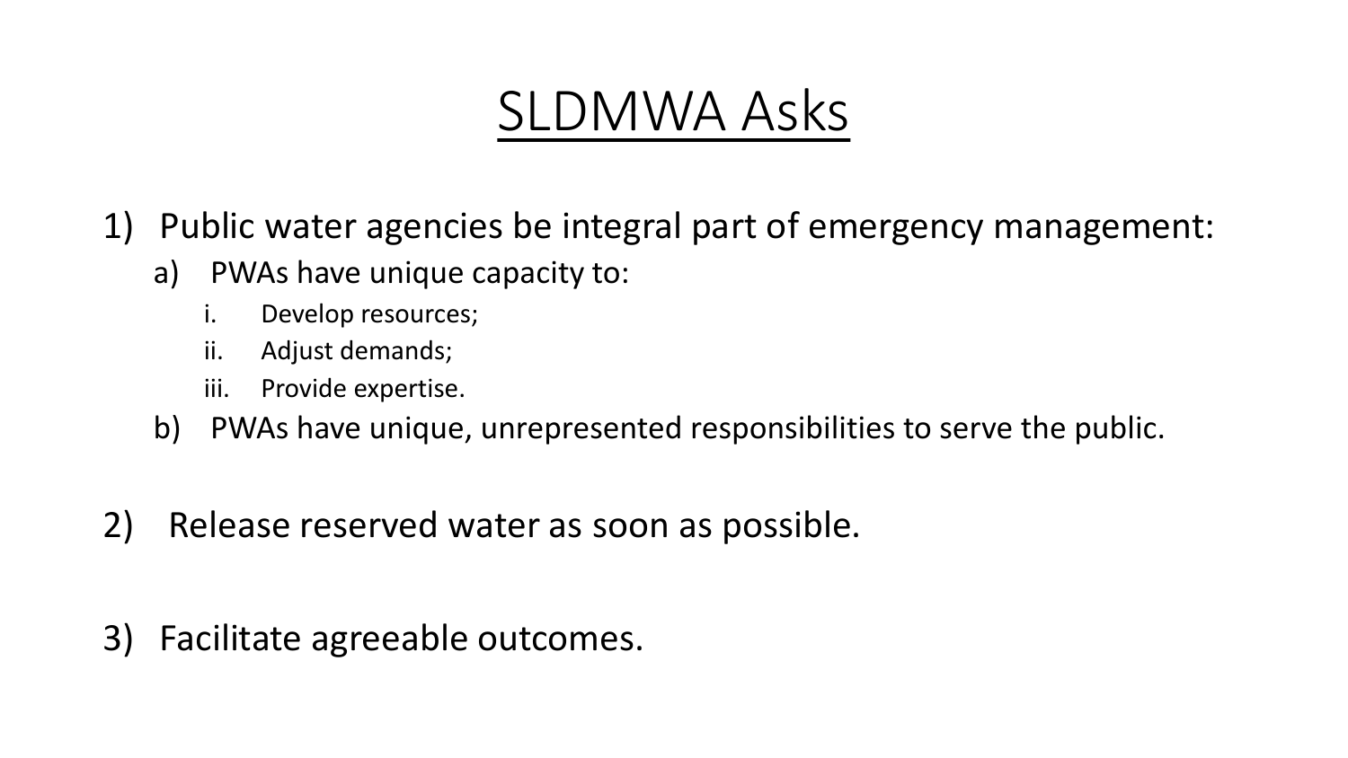# SLDMWA Asks

1) Public water agencies be integral part of emergency management:
   a) PWAs have unique capacity to:
      i. Develop resources;
      ii. Adjust demands;
      iii. Provide expertise.
   b) PWAs have unique, unrepresented responsibilities to serve the public.

2) Release reserved water as soon as possible.

3) Facilitate agreeable outcomes.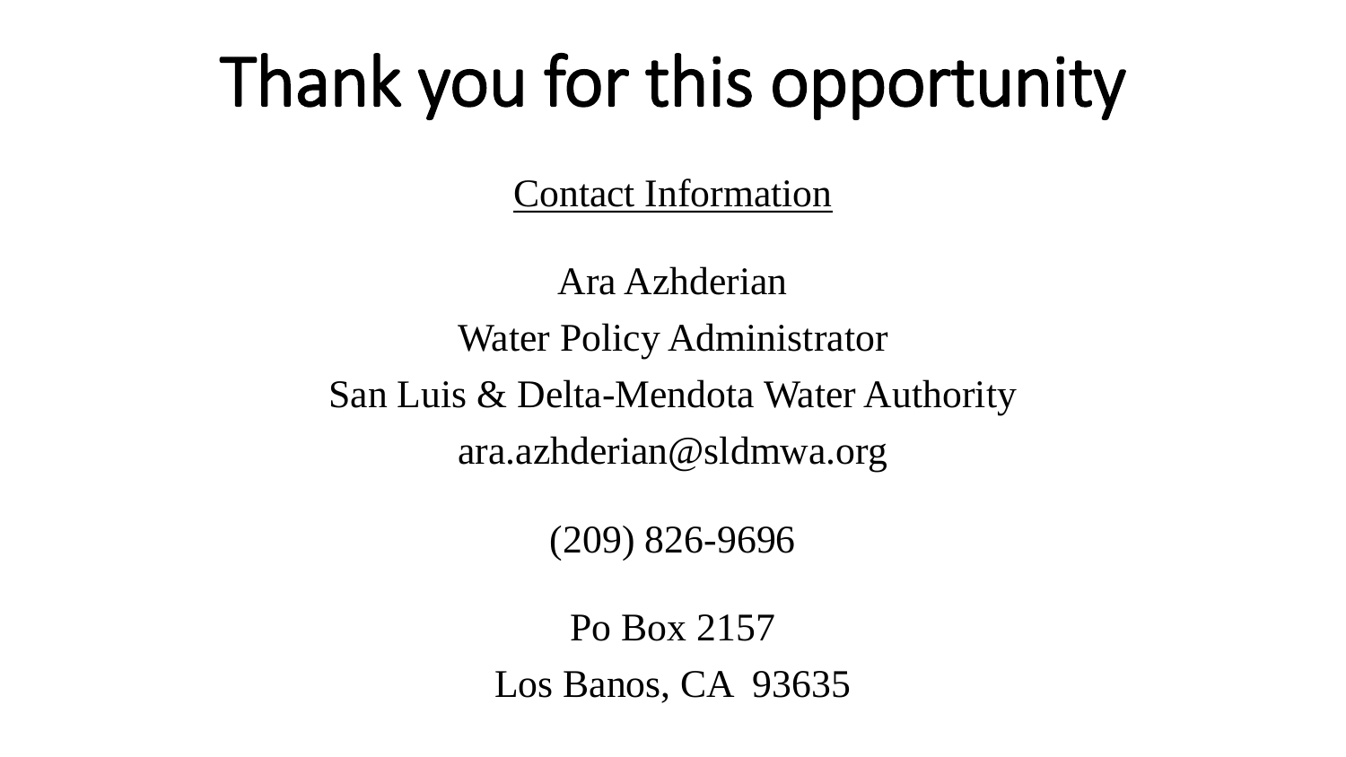# Thank you for this opportunity

Contact Information

Ara Azhderian

Water Policy Administrator

San Luis & Delta-Mendota Water Authority

ara.azhderian@sldmwa.org

(209) 826-9696

Po Box 2157

Los Banos, CA 93635